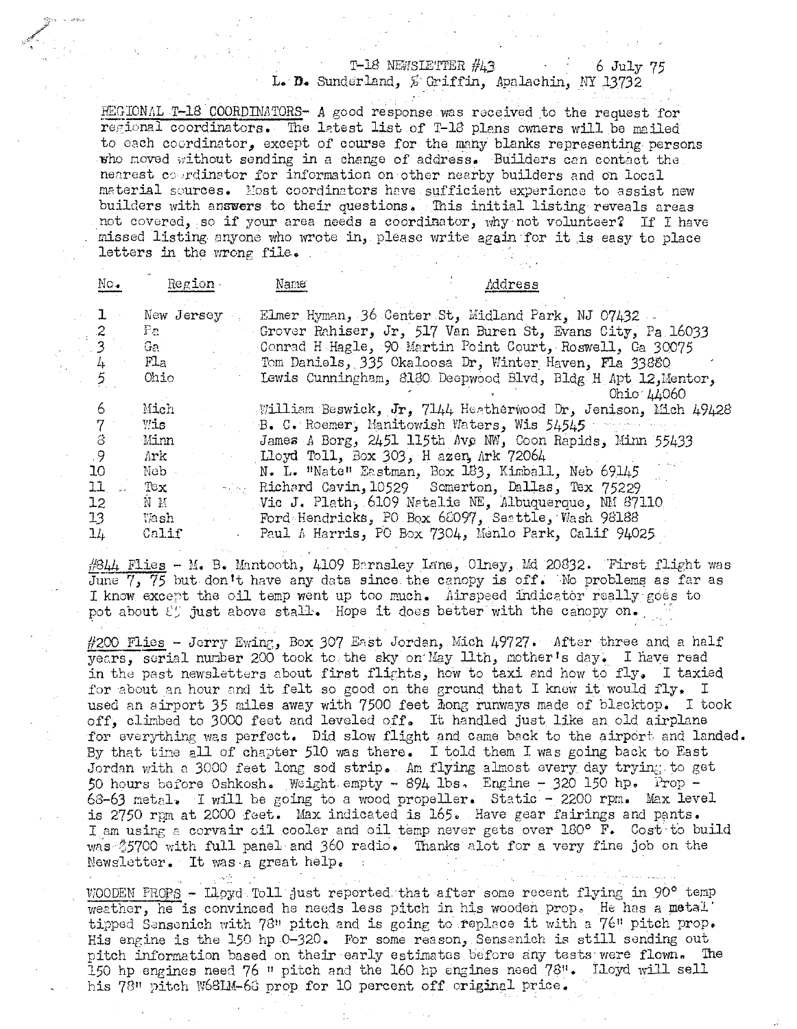T-18 NEWSLETTER #43 — 6 July 75

L. D. Sunderland, 5 Griffin, Apalachin, NY 13732

REGIONAL T-18 COORDINATORS- A good response was received to the request for regional coordinators. The latest list of T-18 plans owners will be mailed to each coordinator, except of course for the many blanks representing persons who moved without sending in a change of address. Builders can contact the nearest coordinator for information on other nearby builders and on local material sources. Most coordinators have sufficient experience to assist new builders with answers to their questions. This initial listing reveals areas not covered, so if your area needs a coordinator, why not volunteer? If I have missed listing anyone who wrote in, please write again for it is easy to place letters in the wrong file.

| No. | Region | Name | Address |
|---|---|---|---|
| 1 | New Jersey | Elmer Hyman | 36 Center St, Midland Park, NJ 07432 |
| 2 | Pa | Grover Rahiser, Jr | 517 Van Buren St, Evans City, Pa 16033 |
| 3 | Ga | Conrad H Hagle | 90 Martin Point Court, Roswell, Ga 30075 |
| 4 | Fla | Tom Daniels | 335 Okaloosa Dr, Winter Haven, Fla 33880 |
| 5 | Ohio | Lewis Cunningham | 8180 Deepwood Blvd, Bldg H Apt 12, Mentor, Ohio 44060 |
| 6 | Mich | William Beswick, Jr | 7144 Heatherwood Dr, Jenison, Mich 49428 |
| 7 | Wis | B. C. Roemer | Manitowish Waters, Wis 54545 |
| 8 | Minn | James A Borg | 2451 115th Ave NW, Coon Rapids, Minn 55433 |
| 9 | Ark | Lloyd Toll | Box 303, Hazen, Ark 72064 |
| 10 | Neb | N. L. "Nate" Eastman | Box 183, Kimball, Neb 69145 |
| 11 | Tex | Richard Cavin | 10529 Somerton, Dallas, Tex 75229 |
| 12 | N M | Vic J. Plath | 6109 Natalie NE, Albuquerque, NM 87110 |
| 13 | Wash | Ford Hendricks | PO Box 68097, Seattle, Wash 98188 |
| 14 | Calif | Paul A Harris | PO Box 7304, Menlo Park, Calif 94025 |

#844 Flies - M. B. Mantooth, 4109 Barnsley Lane, Olney, Md 20832. First flight was June 7, 75 but don't have any data since the canopy is off. No problems as far as I know except the oil temp went up too much. Airspeed indicator really goes to pot about 85 just above stall. Hope it does better with the canopy on.

#200 Flies - Jerry Ewing, Box 307 East Jordan, Mich 49727. After three and a half years, serial number 200 took to the sky on May 11th, mother's day. I have read in the past newsletters about first flights, how to taxi and how to fly. I taxied for about an hour and it felt so good on the ground that I knew it would fly. I used an airport 35 miles away with 7500 feet long runways made of blacktop. I took off, climbed to 3000 feet and leveled off. It handled just like an old airplane for everything was perfect. Did slow flight and came back to the airport and landed. By that time all of chapter 510 was there. I told them I was going back to East Jordan with a 3000 feet long sod strip. Am flying almost every day trying to get 50 hours before Oshkosh. Weight empty - 894 lbs. Engine - 320 150 hp. Prop - 68-63 metal. I will be going to a wood propeller. Static - 2200 rpm. Max level is 2750 rpm at 2000 feet. Max indicated is 165. Have gear fairings and pants. I am using a corvair oil cooler and oil temp never gets over 180° F. Cost to build was $5700 with full panel and 360 radio. Thanks alot for a very fine job on the Newsletter. It was a great help.

WOODEN PROPS - Lloyd Toll just reported that after some recent flying in 90° temp weather, he is convinced he needs less pitch in his wooden prop. He has a metal tipped Sensenich with 78" pitch and is going to replace it with a 76" pitch prop. His engine is the 150 hp O-320. For some reason, Sensenich is still sending out pitch information based on their early estimates before any tests were flown. The 150 hp engines need 76 " pitch and the 160 hp engines need 78". Lloyd will sell his 78" pitch W68LM-68 prop for 10 percent off original price.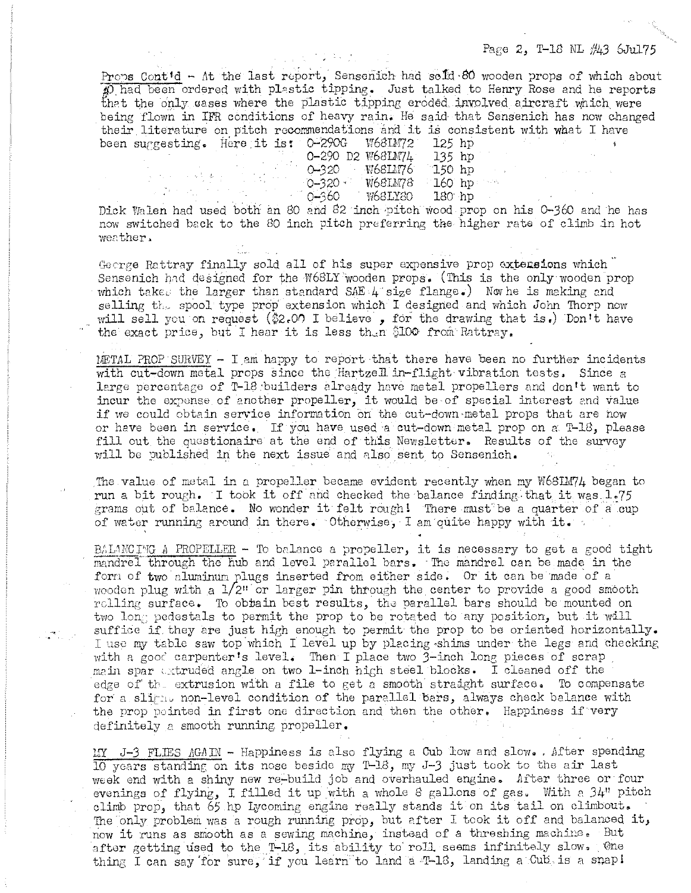Props Cont'd - At the last report, Sensenich had sold 80 wooden props of which about 50 had been ordered with plastic tipping. Just talked to Henry Rose and he reports that the only cases where the plastic tipping eroded involved aircraft which were being flown in IFR conditions of heavy rain. He said that Sensenich has now changed their literature on pitch recommendations and it is consistent with what I have been suggesting. Here it is:

| | | |
|---|---|---|
| O-290G | W68LM72 | 125 hp |
| O-290 D2 | W68LM74 | 135 hp |
| O-320 | W68LM76 | 150 hp |
| O-320 | W68LM78 | 160 hp |
| O-360 | W68LY80 | 180 hp |

Dick Walen had used both an 80 and 82 inch pitch wood prop on his O-360 and he has now switched back to the 80 inch pitch preferring the higher rate of climb in hot weather.

George Rattray finally sold all of his super expensive prop extensions which Sensenich had designed for the W68LY wooden props. (This is the only wooden prop which takes the larger than standard SAE 4 size flange.) Now he is making and selling the spool type prop extension which I designed and which John Thorp now will sell you on request ($2.00 I believe , for the drawing that is.) Don't have the exact price, but I hear it is less than $100 from Rattray.

METAL PROP SURVEY - I am happy to report that there have been no further incidents with cut-down metal props since the Hartzell in-flight vibration tests. Since a large percentage of T-18 builders already have metal propellers and don't want to incur the expense of another propeller, it would be of special interest and value if we could obtain service information on the cut-down metal props that are now or have been in service. If you have used a cut-down metal prop on a T-18, please fill out the questionaire at the end of this Newsletter. Results of the survey will be published in the next issue and also sent to Sensenich.

The value of metal in a propeller became evident recently when my W68LM74 began to run a bit rough. I took it off and checked the balance finding that it was 1.75 grams out of balance. No wonder it felt rough! There must be a quarter of a cup of water running around in there. Otherwise, I am quite happy with it.

BALANCING A PROPELLER - To balance a propeller, it is necessary to get a good tight mandrel through the hub and level parallel bars. The mandrel can be made in the form of two aluminum plugs inserted from either side. Or it can be made of a wooden plug with a 1/2" or larger pin through the center to provide a good smooth rolling surface. To obtain best results, the parallel bars should be mounted on two long pedestals to permit the prop to be rotated to any position, but it will suffice if they are just high enough to permit the prop to be oriented horizontally. I use my table saw top which I level up by placing shims under the legs and checking with a good carpenter's level. Then I place two 3-inch long pieces of scrap main spar extruded angle on two 1-inch high steel blocks. I cleaned off the edge of the extrusion with a file to get a smooth straight surface. To compensate for a slight non-level condition of the parallel bars, always check balance with the prop pointed in first one direction and then the other. Happiness is very definitely a smooth running propeller.

MY J-3 FLIES AGAIN - Happiness is also flying a Cub low and slow. After spending 10 years standing on its nose beside my T-18, my J-3 just took to the air last week end with a shiny new re-build job and overhauled engine. After three or four evenings of flying, I filled it up with a whole 8 gallons of gas. With a 34" pitch climb prop, that 65 hp Lycoming engine really stands it on its tail on climbout. The only problem was a rough running prop, but after I took it off and balanced it, now it runs as smooth as a sewing machine, instead of a threshing machine. But after getting used to the T-18, its ability to roll seems infinitely slow. One thing I can say for sure, if you learn to land a T-18, landing a Cub is a snap!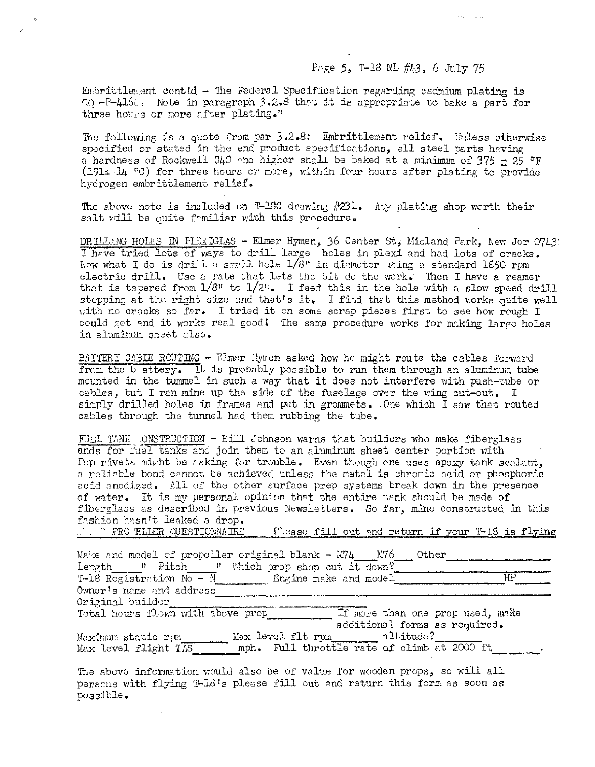Embrittlement cont'd - The Federal Specification regarding cadmium plating is QQ-P-416C. Note in paragraph 3.2.8 that it is appropriate to bake a part for three hours or more after plating."

The following is a quote from par 3.2.8: Embrittlement relief. Unless otherwise specified or stated in the end product specifications, all steel parts having a hardness of Rockwell C40 and higher shall be baked at a minimum of 375 ± 25 °F (191± 14 °C) for three hours or more, within four hours after plating to provide hydrogen embrittlement relief.

The above note is included on T-18C drawing #231. Any plating shop worth their salt will be quite familiar with this procedure.

DRILLING HOLES IN PLEXIGLAS - Elmer Hymen, 36 Center St, Midland Park, New Jer 0743 I have tried lots of ways to drill large holes in plexi and had lots of cracks. Now what I do is drill a small hole 1/8" in diameter using a standard 1850 rpm electric drill. Use a rate that lets the bit do the work. Then I have a reamer that is tapered from 1/8" to 1/2". I feed this in the hole with a slow speed drill stopping at the right size and that's it. I find that this method works quite well with no cracks so far. I tried it on some scrap pieces first to see how rough I could get and it works real good! The same procedure works for making large holes in aluminum sheet also.

BATTERY CABLE ROUTING - Elmer Hymen asked how he might route the cables forward from the b attery. It is probably possible to run them through an aluminum tube mounted in the tunnel in such a way that it does not interfere with push-tube or cables, but I ran mine up the side of the fuselage over the wing cut-out. I simply drilled holes in frames and put in grommets. One which I saw that routed cables through the tunnel had them rubbing the tube.

FUEL TANK CONSTRUCTION - Bill Johnson warns that builders who make fiberglass ends for fuel tanks and join them to an aluminum sheet center portion with Pop rivets might be asking for trouble. Even though one uses epoxy tank sealant, a reliable bond cannot be achieved unless the metal is chromic acid or phosphoric acid anodized. All of the other surface prep systems break down in the presence of water. It is my personal opinion that the entire tank should be made of fiberglass as described in previous Newsletters. So far, mine constructed in this fashion hasn't leaked a drop.

... PROPELLER QUESTIONNAIRE Please fill out and return if your T-18 is flying

Make and model of propeller original blank - M74 \_\_\_ M76 \_\_\_ Other \_\_\_\_\_\_\_\_\_\_
Length \_\_\_\_ " Pitch \_\_\_\_ " Which prop shop cut it down? \_\_\_\_\_\_\_\_\_\_
T-18 Registration No - N \_\_\_\_\_\_ Engine make and model \_\_\_\_\_\_\_\_\_\_ HP \_\_\_\_
Owner's name and address \_\_\_\_\_\_\_\_\_\_
Original builder \_\_\_\_\_\_\_\_\_\_
Total hours flown with above prop \_\_\_\_\_\_ If more than one prop used, make additional forms as required.
Maximum static rpm \_\_\_\_\_\_ Max level flt rpm \_\_\_\_\_\_ altitude? \_\_\_\_\_\_
Max level flight IAS \_\_\_\_\_\_ mph. Full throttle rate of climb at 2000 ft \_\_\_\_\_\_.

The above information would also be of value for wooden props, so will all persons with flying T-18's please fill out and return this form as soon as possible.